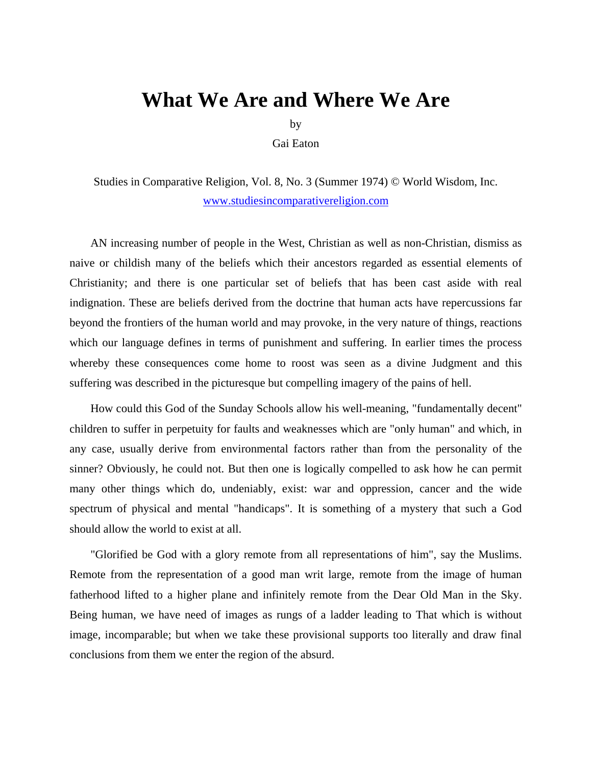# What We Are and Where We Are

by

Gai Eaton

Studies in Comparative Religion, Vol. 8, No. 3 (Summer 1974) © World Wisdom, Inc.
www.studiesincomparativereligion.com

AN increasing number of people in the West, Christian as well as non-Christian, dismiss as naive or childish many of the beliefs which their ancestors regarded as essential elements of Christianity; and there is one particular set of beliefs that has been cast aside with real indignation. These are beliefs derived from the doctrine that human acts have repercussions far beyond the frontiers of the human world and may provoke, in the very nature of things, reactions which our language defines in terms of punishment and suffering. In earlier times the process whereby these consequences come home to roost was seen as a divine Judgment and this suffering was described in the picturesque but compelling imagery of the pains of hell.

How could this God of the Sunday Schools allow his well-meaning, "fundamentally decent" children to suffer in perpetuity for faults and weaknesses which are "only human" and which, in any case, usually derive from environmental factors rather than from the personality of the sinner? Obviously, he could not. But then one is logically compelled to ask how he can permit many other things which do, undeniably, exist: war and oppression, cancer and the wide spectrum of physical and mental "handicaps". It is something of a mystery that such a God should allow the world to exist at all.

"Glorified be God with a glory remote from all representations of him", say the Muslims. Remote from the representation of a good man writ large, remote from the image of human fatherhood lifted to a higher plane and infinitely remote from the Dear Old Man in the Sky. Being human, we have need of images as rungs of a ladder leading to That which is without image, incomparable; but when we take these provisional supports too literally and draw final conclusions from them we enter the region of the absurd.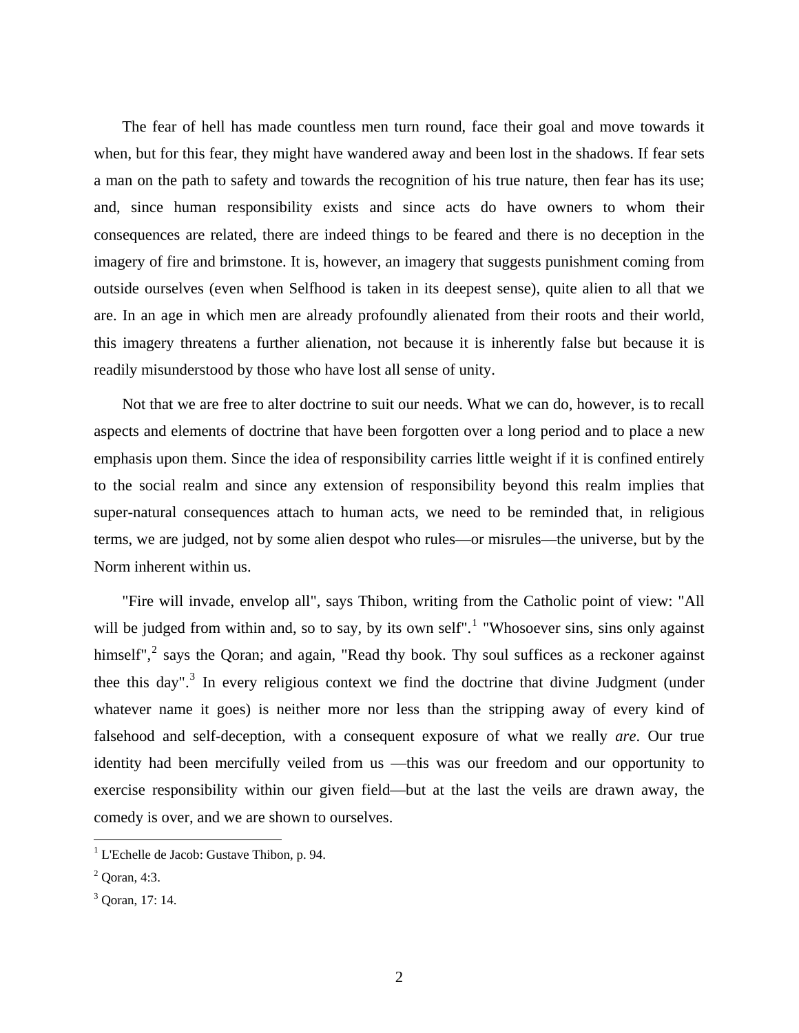The fear of hell has made countless men turn round, face their goal and move towards it when, but for this fear, they might have wandered away and been lost in the shadows. If fear sets a man on the path to safety and towards the recognition of his true nature, then fear has its use; and, since human responsibility exists and since acts do have owners to whom their consequences are related, there are indeed things to be feared and there is no deception in the imagery of fire and brimstone. It is, however, an imagery that suggests punishment coming from outside ourselves (even when Selfhood is taken in its deepest sense), quite alien to all that we are. In an age in which men are already profoundly alienated from their roots and their world, this imagery threatens a further alienation, not because it is inherently false but because it is readily misunderstood by those who have lost all sense of unity.

Not that we are free to alter doctrine to suit our needs. What we can do, however, is to recall aspects and elements of doctrine that have been forgotten over a long period and to place a new emphasis upon them. Since the idea of responsibility carries little weight if it is confined entirely to the social realm and since any extension of responsibility beyond this realm implies that super-natural consequences attach to human acts, we need to be reminded that, in religious terms, we are judged, not by some alien despot who rules—or misrules—the universe, but by the Norm inherent within us.

"Fire will invade, envelop all", says Thibon, writing from the Catholic point of view: "All will be judged from within and, so to say, by its own self".[1] "Whosoever sins, sins only against himself",[2] says the Qoran; and again, "Read thy book. Thy soul suffices as a reckoner against thee this day".[3] In every religious context we find the doctrine that divine Judgment (under whatever name it goes) is neither more nor less than the stripping away of every kind of falsehood and self-deception, with a consequent exposure of what we really *are*. Our true identity had been mercifully veiled from us —this was our freedom and our opportunity to exercise responsibility within our given field—but at the last the veils are drawn away, the comedy is over, and we are shown to ourselves.

---

[1] L'Echelle de Jacob: Gustave Thibon, p. 94.

[2] Qoran, 4:3.

[3] Qoran, 17: 14.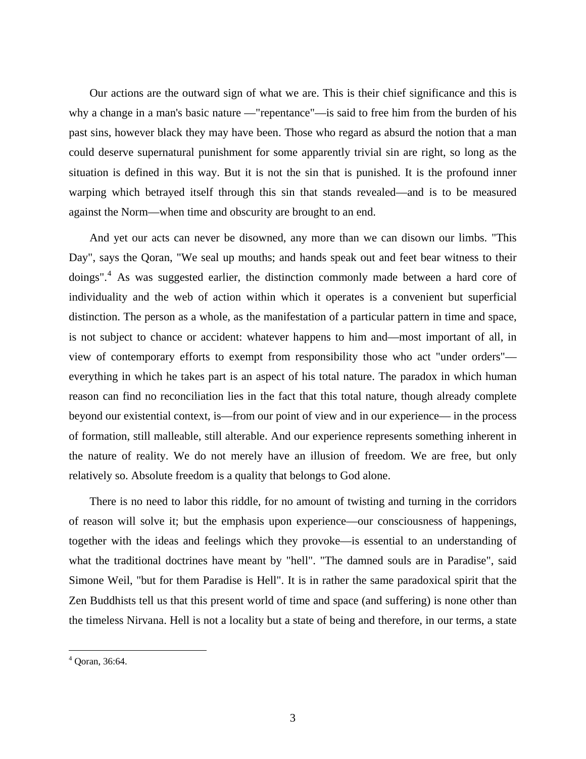Our actions are the outward sign of what we are. This is their chief significance and this is why a change in a man's basic nature —"repentance"—is said to free him from the burden of his past sins, however black they may have been. Those who regard as absurd the notion that a man could deserve supernatural punishment for some apparently trivial sin are right, so long as the situation is defined in this way. But it is not the sin that is punished. It is the profound inner warping which betrayed itself through this sin that stands revealed—and is to be measured against the Norm—when time and obscurity are brought to an end.

And yet our acts can never be disowned, any more than we can disown our limbs. "This Day", says the Qoran, "We seal up mouths; and hands speak out and feet bear witness to their doings".[4] As was suggested earlier, the distinction commonly made between a hard core of individuality and the web of action within which it operates is a convenient but superficial distinction. The person as a whole, as the manifestation of a particular pattern in time and space, is not subject to chance or accident: whatever happens to him and—most important of all, in view of contemporary efforts to exempt from responsibility those who act "under orders"—everything in which he takes part is an aspect of his total nature. The paradox in which human reason can find no reconciliation lies in the fact that this total nature, though already complete beyond our existential context, is—from our point of view and in our experience— in the process of formation, still malleable, still alterable. And our experience represents something inherent in the nature of reality. We do not merely have an illusion of freedom. We are free, but only relatively so. Absolute freedom is a quality that belongs to God alone.

There is no need to labor this riddle, for no amount of twisting and turning in the corridors of reason will solve it; but the emphasis upon experience—our consciousness of happenings, together with the ideas and feelings which they provoke—is essential to an understanding of what the traditional doctrines have meant by "hell". "The damned souls are in Paradise", said Simone Weil, "but for them Paradise is Hell". It is in rather the same paradoxical spirit that the Zen Buddhists tell us that this present world of time and space (and suffering) is none other than the timeless Nirvana. Hell is not a locality but a state of being and therefore, in our terms, a state

---

[4] Qoran, 36:64.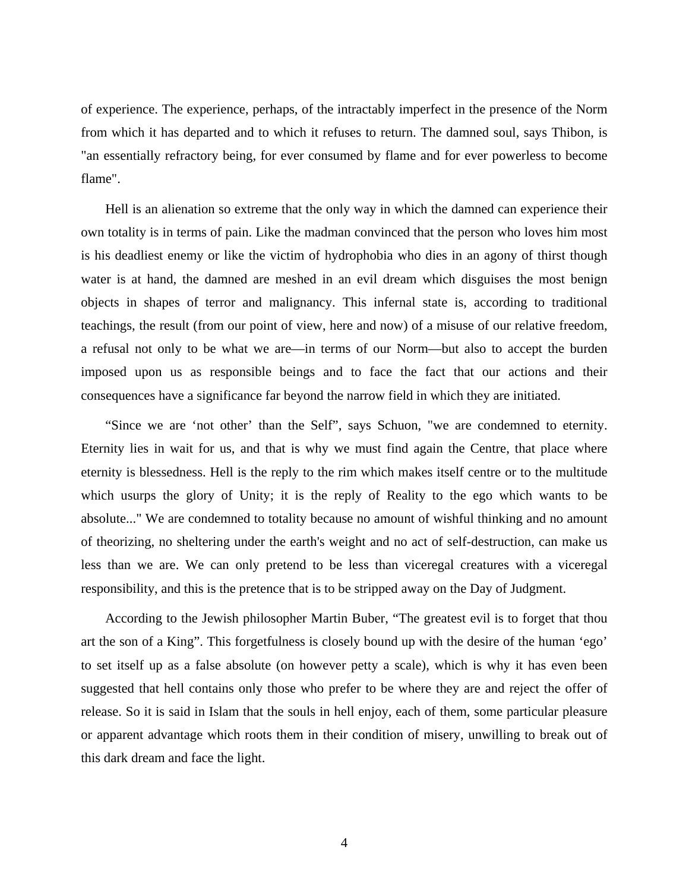of experience. The experience, perhaps, of the intractably imperfect in the presence of the Norm from which it has departed and to which it refuses to return. The damned soul, says Thibon, is "an essentially refractory being, for ever consumed by flame and for ever powerless to become flame".

Hell is an alienation so extreme that the only way in which the damned can experience their own totality is in terms of pain. Like the madman convinced that the person who loves him most is his deadliest enemy or like the victim of hydrophobia who dies in an agony of thirst though water is at hand, the damned are meshed in an evil dream which disguises the most benign objects in shapes of terror and malignancy. This infernal state is, according to traditional teachings, the result (from our point of view, here and now) of a misuse of our relative freedom, a refusal not only to be what we are—in terms of our Norm—but also to accept the burden imposed upon us as responsible beings and to face the fact that our actions and their consequences have a significance far beyond the narrow field in which they are initiated.

"Since we are 'not other' than the Self", says Schuon, "we are condemned to eternity. Eternity lies in wait for us, and that is why we must find again the Centre, that place where eternity is blessedness. Hell is the reply to the rim which makes itself centre or to the multitude which usurps the glory of Unity; it is the reply of Reality to the ego which wants to be absolute..." We are condemned to totality because no amount of wishful thinking and no amount of theorizing, no sheltering under the earth's weight and no act of self-destruction, can make us less than we are. We can only pretend to be less than viceregal creatures with a viceregal responsibility, and this is the pretence that is to be stripped away on the Day of Judgment.

According to the Jewish philosopher Martin Buber, "The greatest evil is to forget that thou art the son of a King". This forgetfulness is closely bound up with the desire of the human 'ego' to set itself up as a false absolute (on however petty a scale), which is why it has even been suggested that hell contains only those who prefer to be where they are and reject the offer of release. So it is said in Islam that the souls in hell enjoy, each of them, some particular pleasure or apparent advantage which roots them in their condition of misery, unwilling to break out of this dark dream and face the light.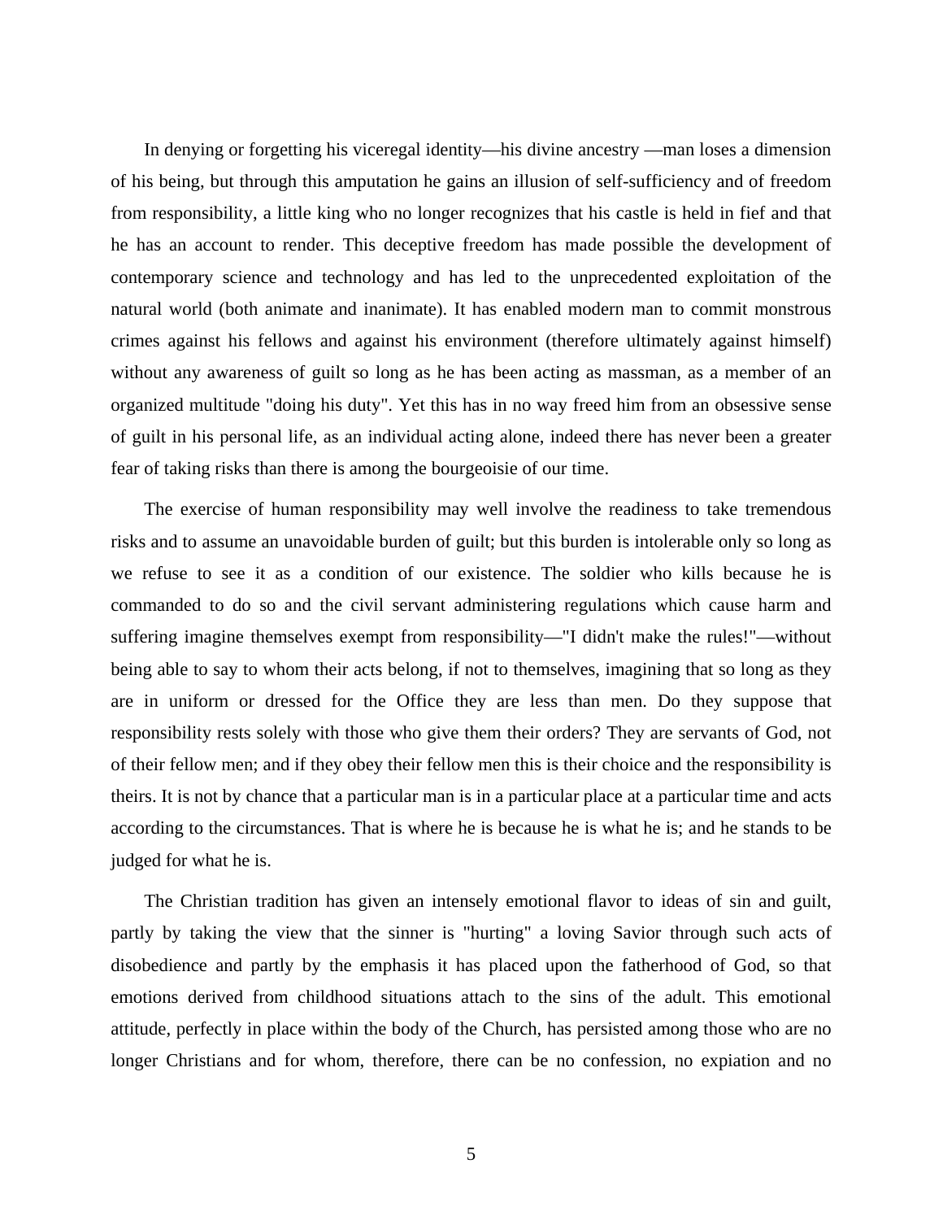In denying or forgetting his viceregal identity—his divine ancestry —man loses a dimension of his being, but through this amputation he gains an illusion of self-sufficiency and of freedom from responsibility, a little king who no longer recognizes that his castle is held in fief and that he has an account to render. This deceptive freedom has made possible the development of contemporary science and technology and has led to the unprecedented exploitation of the natural world (both animate and inanimate). It has enabled modern man to commit monstrous crimes against his fellows and against his environment (therefore ultimately against himself) without any awareness of guilt so long as he has been acting as massman, as a member of an organized multitude "doing his duty". Yet this has in no way freed him from an obsessive sense of guilt in his personal life, as an individual acting alone, indeed there has never been a greater fear of taking risks than there is among the bourgeoisie of our time.

The exercise of human responsibility may well involve the readiness to take tremendous risks and to assume an unavoidable burden of guilt; but this burden is intolerable only so long as we refuse to see it as a condition of our existence. The soldier who kills because he is commanded to do so and the civil servant administering regulations which cause harm and suffering imagine themselves exempt from responsibility—"I didn't make the rules!"—without being able to say to whom their acts belong, if not to themselves, imagining that so long as they are in uniform or dressed for the Office they are less than men. Do they suppose that responsibility rests solely with those who give them their orders? They are servants of God, not of their fellow men; and if they obey their fellow men this is their choice and the responsibility is theirs. It is not by chance that a particular man is in a particular place at a particular time and acts according to the circumstances. That is where he is because he is what he is; and he stands to be judged for what he is.

The Christian tradition has given an intensely emotional flavor to ideas of sin and guilt, partly by taking the view that the sinner is "hurting" a loving Savior through such acts of disobedience and partly by the emphasis it has placed upon the fatherhood of God, so that emotions derived from childhood situations attach to the sins of the adult. This emotional attitude, perfectly in place within the body of the Church, has persisted among those who are no longer Christians and for whom, therefore, there can be no confession, no expiation and no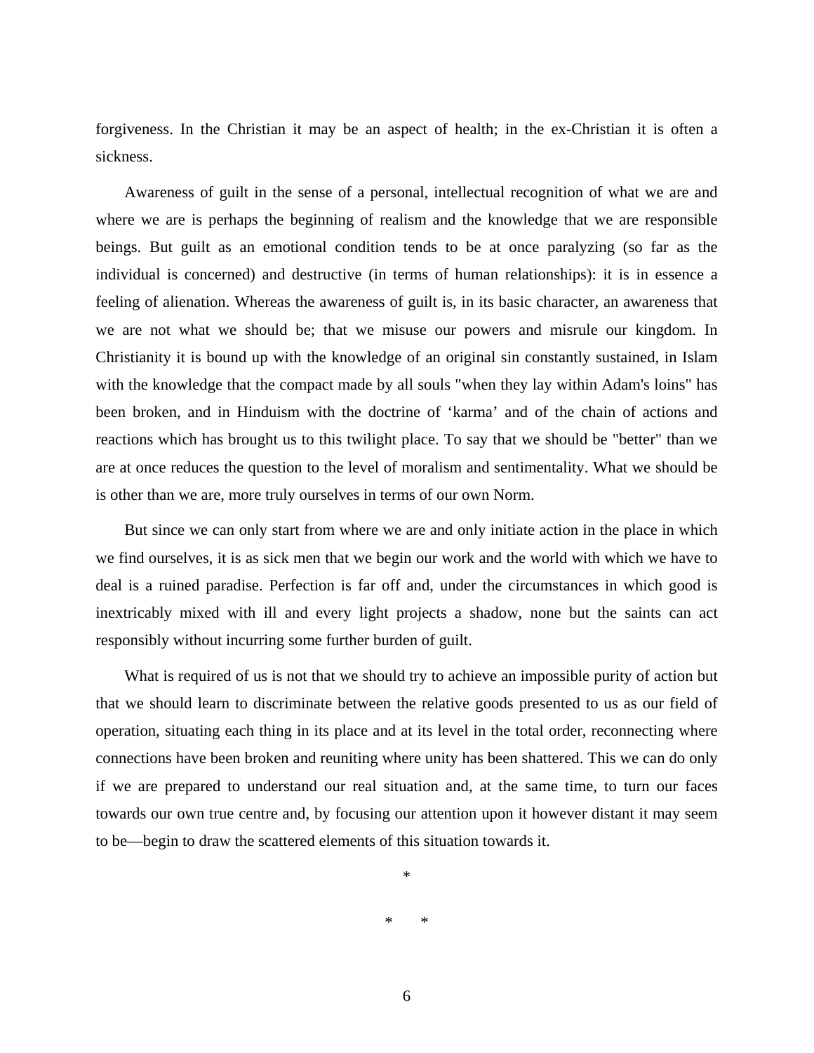forgiveness. In the Christian it may be an aspect of health; in the ex-Christian it is often a sickness.

Awareness of guilt in the sense of a personal, intellectual recognition of what we are and where we are is perhaps the beginning of realism and the knowledge that we are responsible beings. But guilt as an emotional condition tends to be at once paralyzing (so far as the individual is concerned) and destructive (in terms of human relationships): it is in essence a feeling of alienation. Whereas the awareness of guilt is, in its basic character, an awareness that we are not what we should be; that we misuse our powers and misrule our kingdom. In Christianity it is bound up with the knowledge of an original sin constantly sustained, in Islam with the knowledge that the compact made by all souls "when they lay within Adam's loins" has been broken, and in Hinduism with the doctrine of 'karma' and of the chain of actions and reactions which has brought us to this twilight place. To say that we should be "better" than we are at once reduces the question to the level of moralism and sentimentality. What we should be is other than we are, more truly ourselves in terms of our own Norm.

But since we can only start from where we are and only initiate action in the place in which we find ourselves, it is as sick men that we begin our work and the world with which we have to deal is a ruined paradise. Perfection is far off and, under the circumstances in which good is inextricably mixed with ill and every light projects a shadow, none but the saints can act responsibly without incurring some further burden of guilt.

What is required of us is not that we should try to achieve an impossible purity of action but that we should learn to discriminate between the relative goods presented to us as our field of operation, situating each thing in its place and at its level in the total order, reconnecting where connections have been broken and reuniting where unity has been shattered. This we can do only if we are prepared to understand our real situation and, at the same time, to turn our faces towards our own true centre and, by focusing our attention upon it however distant it may seem to be—begin to draw the scattered elements of this situation towards it.

*

\*    \*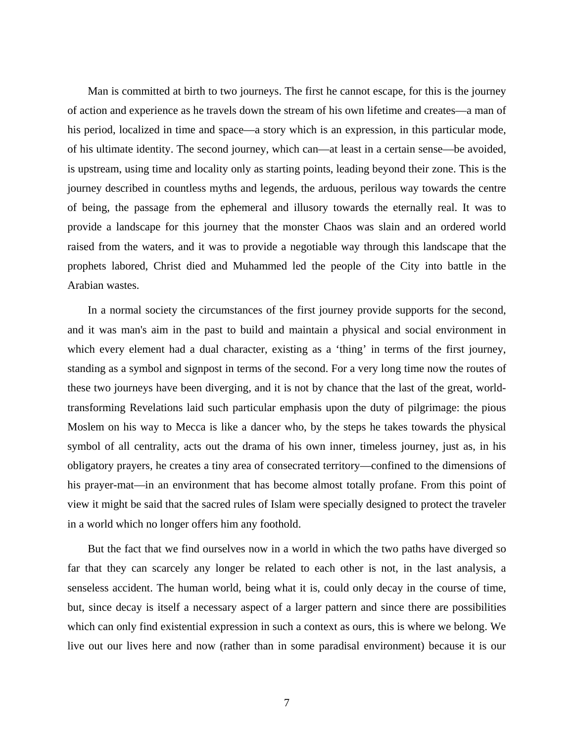Man is committed at birth to two journeys. The first he cannot escape, for this is the journey of action and experience as he travels down the stream of his own lifetime and creates—a man of his period, localized in time and space—a story which is an expression, in this particular mode, of his ultimate identity. The second journey, which can—at least in a certain sense—be avoided, is upstream, using time and locality only as starting points, leading beyond their zone. This is the journey described in countless myths and legends, the arduous, perilous way towards the centre of being, the passage from the ephemeral and illusory towards the eternally real. It was to provide a landscape for this journey that the monster Chaos was slain and an ordered world raised from the waters, and it was to provide a negotiable way through this landscape that the prophets labored, Christ died and Muhammed led the people of the City into battle in the Arabian wastes.

In a normal society the circumstances of the first journey provide supports for the second, and it was man's aim in the past to build and maintain a physical and social environment in which every element had a dual character, existing as a 'thing' in terms of the first journey, standing as a symbol and signpost in terms of the second. For a very long time now the routes of these two journeys have been diverging, and it is not by chance that the last of the great, world-transforming Revelations laid such particular emphasis upon the duty of pilgrimage: the pious Moslem on his way to Mecca is like a dancer who, by the steps he takes towards the physical symbol of all centrality, acts out the drama of his own inner, timeless journey, just as, in his obligatory prayers, he creates a tiny area of consecrated territory—confined to the dimensions of his prayer-mat—in an environment that has become almost totally profane. From this point of view it might be said that the sacred rules of Islam were specially designed to protect the traveler in a world which no longer offers him any foothold.

But the fact that we find ourselves now in a world in which the two paths have diverged so far that they can scarcely any longer be related to each other is not, in the last analysis, a senseless accident. The human world, being what it is, could only decay in the course of time, but, since decay is itself a necessary aspect of a larger pattern and since there are possibilities which can only find existential expression in such a context as ours, this is where we belong. We live out our lives here and now (rather than in some paradisal environment) because it is our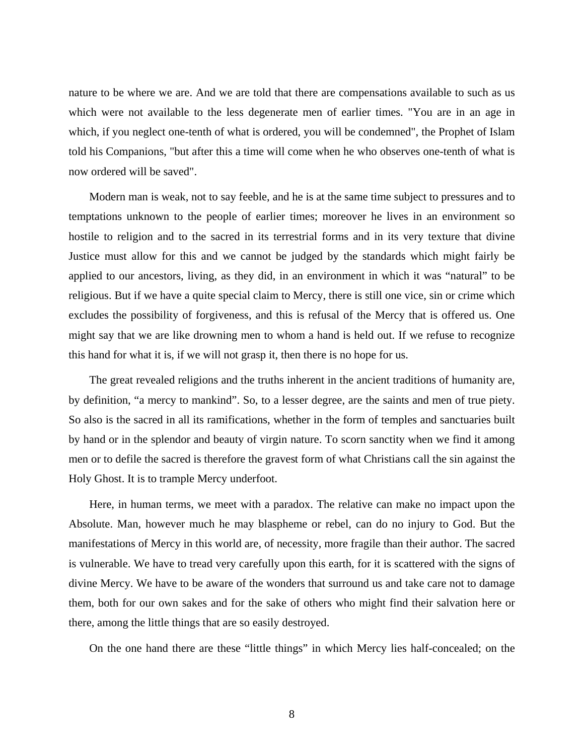nature to be where we are. And we are told that there are compensations available to such as us which were not available to the less degenerate men of earlier times. "You are in an age in which, if you neglect one-tenth of what is ordered, you will be condemned", the Prophet of Islam told his Companions, "but after this a time will come when he who observes one-tenth of what is now ordered will be saved".

Modern man is weak, not to say feeble, and he is at the same time subject to pressures and to temptations unknown to the people of earlier times; moreover he lives in an environment so hostile to religion and to the sacred in its terrestrial forms and in its very texture that divine Justice must allow for this and we cannot be judged by the standards which might fairly be applied to our ancestors, living, as they did, in an environment in which it was "natural" to be religious. But if we have a quite special claim to Mercy, there is still one vice, sin or crime which excludes the possibility of forgiveness, and this is refusal of the Mercy that is offered us. One might say that we are like drowning men to whom a hand is held out. If we refuse to recognize this hand for what it is, if we will not grasp it, then there is no hope for us.

The great revealed religions and the truths inherent in the ancient traditions of humanity are, by definition, "a mercy to mankind". So, to a lesser degree, are the saints and men of true piety. So also is the sacred in all its ramifications, whether in the form of temples and sanctuaries built by hand or in the splendor and beauty of virgin nature. To scorn sanctity when we find it among men or to defile the sacred is therefore the gravest form of what Christians call the sin against the Holy Ghost. It is to trample Mercy underfoot.

Here, in human terms, we meet with a paradox. The relative can make no impact upon the Absolute. Man, however much he may blaspheme or rebel, can do no injury to God. But the manifestations of Mercy in this world are, of necessity, more fragile than their author. The sacred is vulnerable. We have to tread very carefully upon this earth, for it is scattered with the signs of divine Mercy. We have to be aware of the wonders that surround us and take care not to damage them, both for our own sakes and for the sake of others who might find their salvation here or there, among the little things that are so easily destroyed.

On the one hand there are these "little things" in which Mercy lies half-concealed; on the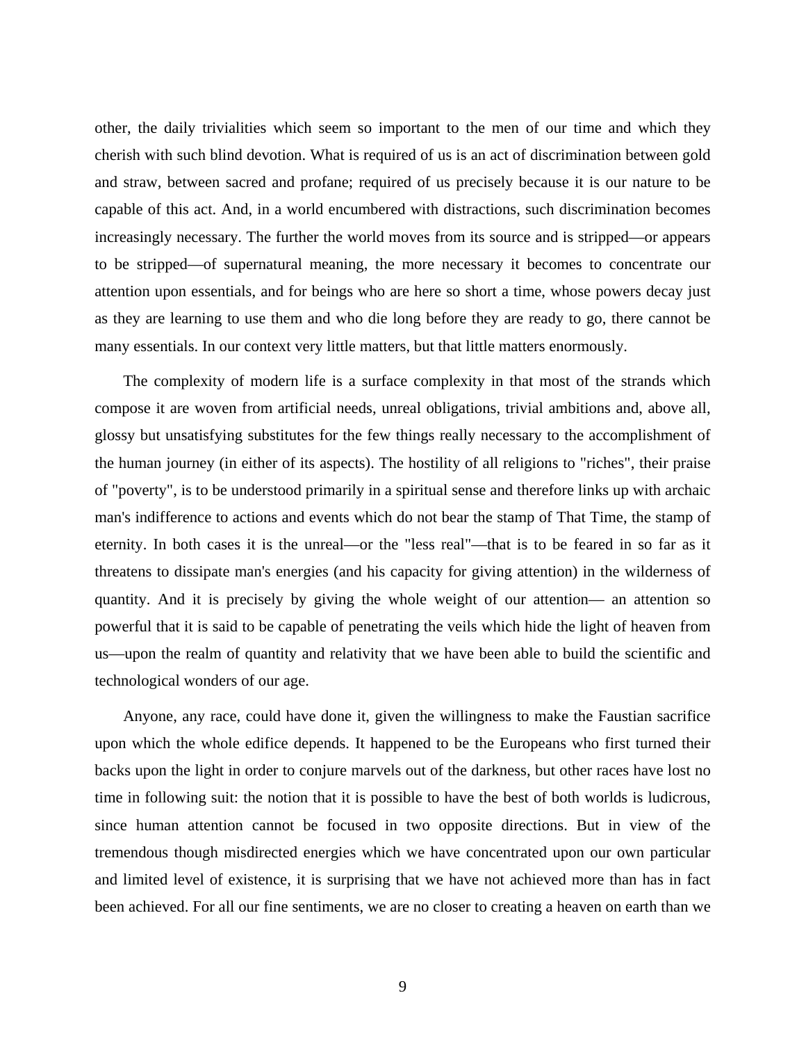other, the daily trivialities which seem so important to the men of our time and which they cherish with such blind devotion. What is required of us is an act of discrimination between gold and straw, between sacred and profane; required of us precisely because it is our nature to be capable of this act. And, in a world encumbered with distractions, such discrimination becomes increasingly necessary. The further the world moves from its source and is stripped—or appears to be stripped—of supernatural meaning, the more necessary it becomes to concentrate our attention upon essentials, and for beings who are here so short a time, whose powers decay just as they are learning to use them and who die long before they are ready to go, there cannot be many essentials. In our context very little matters, but that little matters enormously.

The complexity of modern life is a surface complexity in that most of the strands which compose it are woven from artificial needs, unreal obligations, trivial ambitions and, above all, glossy but unsatisfying substitutes for the few things really necessary to the accomplishment of the human journey (in either of its aspects). The hostility of all religions to "riches", their praise of "poverty", is to be understood primarily in a spiritual sense and therefore links up with archaic man's indifference to actions and events which do not bear the stamp of That Time, the stamp of eternity. In both cases it is the unreal—or the "less real"—that is to be feared in so far as it threatens to dissipate man's energies (and his capacity for giving attention) in the wilderness of quantity. And it is precisely by giving the whole weight of our attention— an attention so powerful that it is said to be capable of penetrating the veils which hide the light of heaven from us—upon the realm of quantity and relativity that we have been able to build the scientific and technological wonders of our age.

Anyone, any race, could have done it, given the willingness to make the Faustian sacrifice upon which the whole edifice depends. It happened to be the Europeans who first turned their backs upon the light in order to conjure marvels out of the darkness, but other races have lost no time in following suit: the notion that it is possible to have the best of both worlds is ludicrous, since human attention cannot be focused in two opposite directions. But in view of the tremendous though misdirected energies which we have concentrated upon our own particular and limited level of existence, it is surprising that we have not achieved more than has in fact been achieved. For all our fine sentiments, we are no closer to creating a heaven on earth than we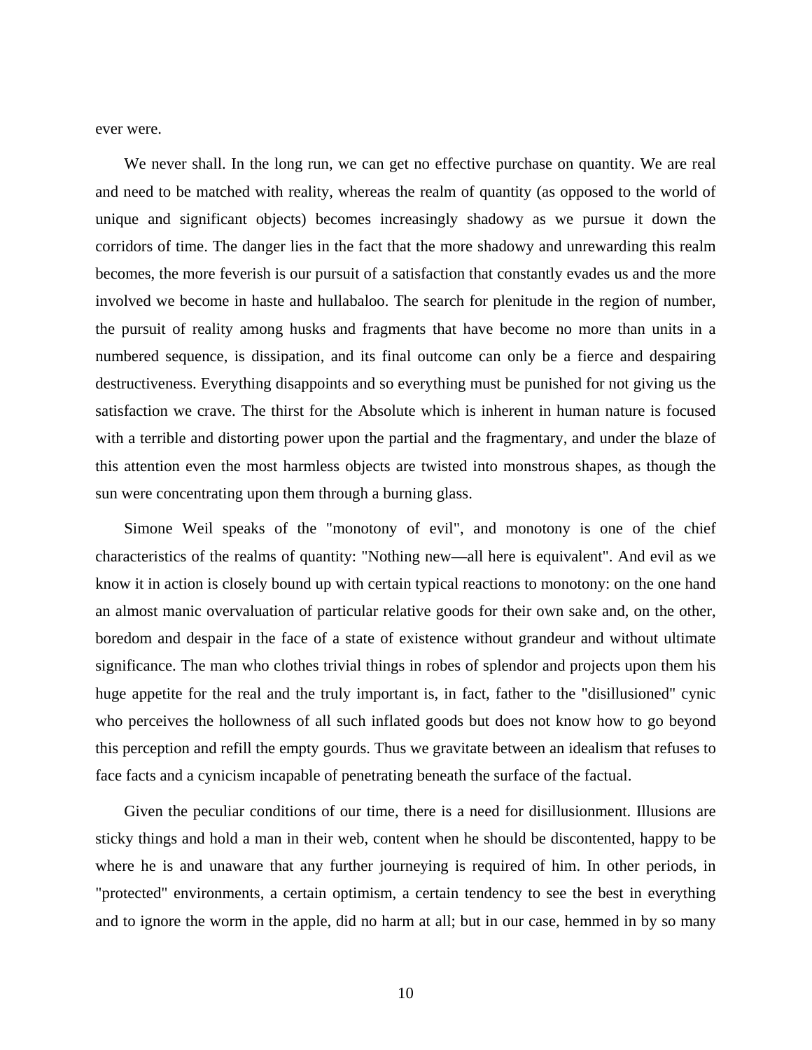ever were.

We never shall. In the long run, we can get no effective purchase on quantity. We are real and need to be matched with reality, whereas the realm of quantity (as opposed to the world of unique and significant objects) becomes increasingly shadowy as we pursue it down the corridors of time. The danger lies in the fact that the more shadowy and unrewarding this realm becomes, the more feverish is our pursuit of a satisfaction that constantly evades us and the more involved we become in haste and hullabaloo. The search for plenitude in the region of number, the pursuit of reality among husks and fragments that have become no more than units in a numbered sequence, is dissipation, and its final outcome can only be a fierce and despairing destructiveness. Everything disappoints and so everything must be punished for not giving us the satisfaction we crave. The thirst for the Absolute which is inherent in human nature is focused with a terrible and distorting power upon the partial and the fragmentary, and under the blaze of this attention even the most harmless objects are twisted into monstrous shapes, as though the sun were concentrating upon them through a burning glass.

Simone Weil speaks of the "monotony of evil", and monotony is one of the chief characteristics of the realms of quantity: "Nothing new—all here is equivalent". And evil as we know it in action is closely bound up with certain typical reactions to monotony: on the one hand an almost manic overvaluation of particular relative goods for their own sake and, on the other, boredom and despair in the face of a state of existence without grandeur and without ultimate significance. The man who clothes trivial things in robes of splendor and projects upon them his huge appetite for the real and the truly important is, in fact, father to the "disillusioned" cynic who perceives the hollowness of all such inflated goods but does not know how to go beyond this perception and refill the empty gourds. Thus we gravitate between an idealism that refuses to face facts and a cynicism incapable of penetrating beneath the surface of the factual.

Given the peculiar conditions of our time, there is a need for disillusionment. Illusions are sticky things and hold a man in their web, content when he should be discontented, happy to be where he is and unaware that any further journeying is required of him. In other periods, in "protected" environments, a certain optimism, a certain tendency to see the best in everything and to ignore the worm in the apple, did no harm at all; but in our case, hemmed in by so many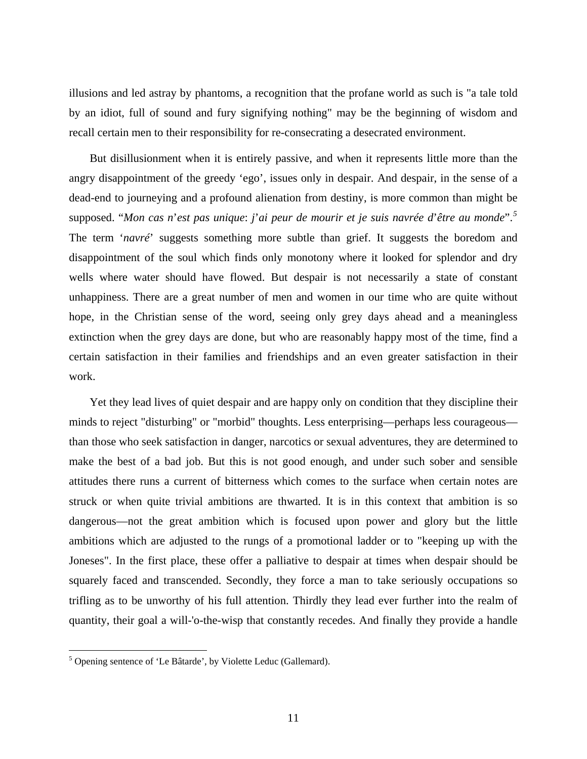illusions and led astray by phantoms, a recognition that the profane world as such is "a tale told by an idiot, full of sound and fury signifying nothing" may be the beginning of wisdom and recall certain men to their responsibility for re-consecrating a desecrated environment.

But disillusionment when it is entirely passive, and when it represents little more than the angry disappointment of the greedy 'ego', issues only in despair. And despair, in the sense of a dead-end to journeying and a profound alienation from destiny, is more common than might be supposed. "*Mon cas n'est pas unique*: *j'ai peur de mourir et je suis navrée d'être au monde*".[5] The term '*navré*' suggests something more subtle than grief. It suggests the boredom and disappointment of the soul which finds only monotony where it looked for splendor and dry wells where water should have flowed. But despair is not necessarily a state of constant unhappiness. There are a great number of men and women in our time who are quite without hope, in the Christian sense of the word, seeing only grey days ahead and a meaningless extinction when the grey days are done, but who are reasonably happy most of the time, find a certain satisfaction in their families and friendships and an even greater satisfaction in their work.

Yet they lead lives of quiet despair and are happy only on condition that they discipline their minds to reject "disturbing" or "morbid" thoughts. Less enterprising—perhaps less courageous—than those who seek satisfaction in danger, narcotics or sexual adventures, they are determined to make the best of a bad job. But this is not good enough, and under such sober and sensible attitudes there runs a current of bitterness which comes to the surface when certain notes are struck or when quite trivial ambitions are thwarted. It is in this context that ambition is so dangerous—not the great ambition which is focused upon power and glory but the little ambitions which are adjusted to the rungs of a promotional ladder or to "keeping up with the Joneses". In the first place, these offer a palliative to despair at times when despair should be squarely faced and transcended. Secondly, they force a man to take seriously occupations so trifling as to be unworthy of his full attention. Thirdly they lead ever further into the realm of quantity, their goal a will-'o-the-wisp that constantly recedes. And finally they provide a handle

---

[5] Opening sentence of 'Le Bâtarde', by Violette Leduc (Gallemard).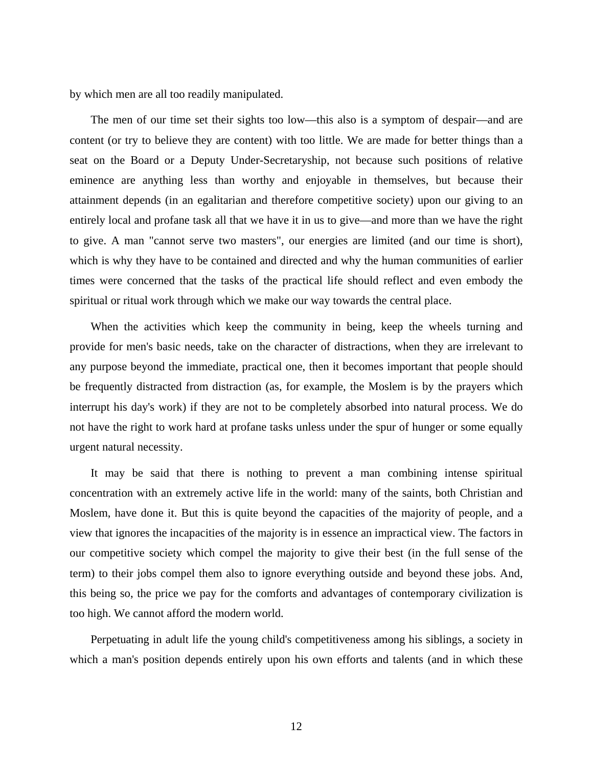by which men are all too readily manipulated.

The men of our time set their sights too low—this also is a symptom of despair—and are content (or try to believe they are content) with too little. We are made for better things than a seat on the Board or a Deputy Under-Secretaryship, not because such positions of relative eminence are anything less than worthy and enjoyable in themselves, but because their attainment depends (in an egalitarian and therefore competitive society) upon our giving to an entirely local and profane task all that we have it in us to give—and more than we have the right to give. A man "cannot serve two masters", our energies are limited (and our time is short), which is why they have to be contained and directed and why the human communities of earlier times were concerned that the tasks of the practical life should reflect and even embody the spiritual or ritual work through which we make our way towards the central place.

When the activities which keep the community in being, keep the wheels turning and provide for men's basic needs, take on the character of distractions, when they are irrelevant to any purpose beyond the immediate, practical one, then it becomes important that people should be frequently distracted from distraction (as, for example, the Moslem is by the prayers which interrupt his day's work) if they are not to be completely absorbed into natural process. We do not have the right to work hard at profane tasks unless under the spur of hunger or some equally urgent natural necessity.

It may be said that there is nothing to prevent a man combining intense spiritual concentration with an extremely active life in the world: many of the saints, both Christian and Moslem, have done it. But this is quite beyond the capacities of the majority of people, and a view that ignores the incapacities of the majority is in essence an impractical view. The factors in our competitive society which compel the majority to give their best (in the full sense of the term) to their jobs compel them also to ignore everything outside and beyond these jobs. And, this being so, the price we pay for the comforts and advantages of contemporary civilization is too high. We cannot afford the modern world.

Perpetuating in adult life the young child's competitiveness among his siblings, a society in which a man's position depends entirely upon his own efforts and talents (and in which these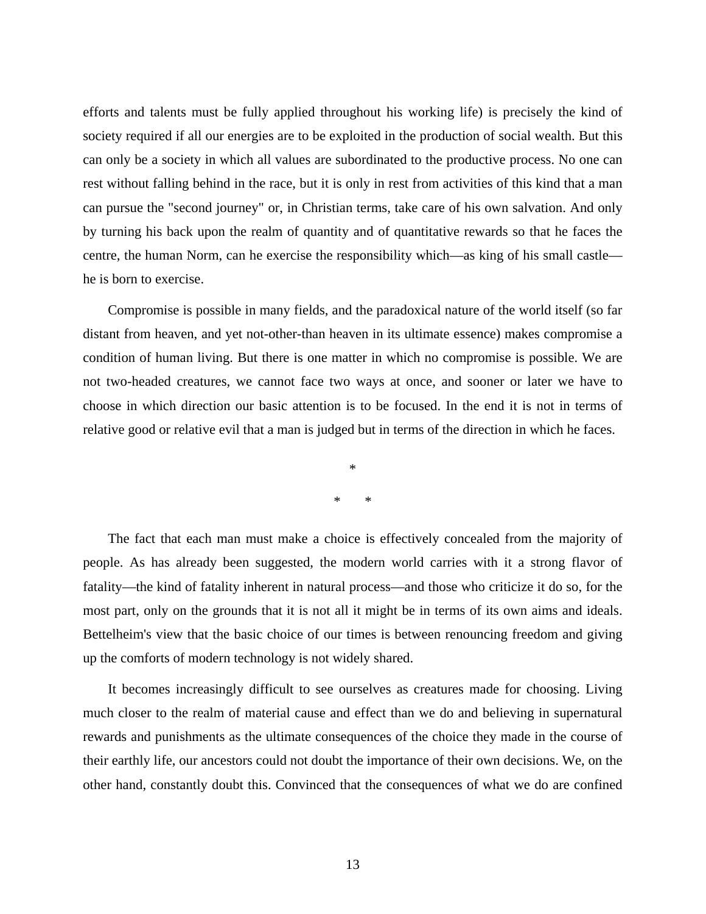efforts and talents must be fully applied throughout his working life) is precisely the kind of society required if all our energies are to be exploited in the production of social wealth. But this can only be a society in which all values are subordinated to the productive process. No one can rest without falling behind in the race, but it is only in rest from activities of this kind that a man can pursue the "second journey" or, in Christian terms, take care of his own salvation. And only by turning his back upon the realm of quantity and of quantitative rewards so that he faces the centre, the human Norm, can he exercise the responsibility which—as king of his small castle—he is born to exercise.

Compromise is possible in many fields, and the paradoxical nature of the world itself (so far distant from heaven, and yet not-other-than heaven in its ultimate essence) makes compromise a condition of human living. But there is one matter in which no compromise is possible. We are not two-headed creatures, we cannot face two ways at once, and sooner or later we have to choose in which direction our basic attention is to be focused. In the end it is not in terms of relative good or relative evil that a man is judged but in terms of the direction in which he faces.

\*

\*    \*

The fact that each man must make a choice is effectively concealed from the majority of people. As has already been suggested, the modern world carries with it a strong flavor of fatality—the kind of fatality inherent in natural process—and those who criticize it do so, for the most part, only on the grounds that it is not all it might be in terms of its own aims and ideals. Bettelheim's view that the basic choice of our times is between renouncing freedom and giving up the comforts of modern technology is not widely shared.

It becomes increasingly difficult to see ourselves as creatures made for choosing. Living much closer to the realm of material cause and effect than we do and believing in supernatural rewards and punishments as the ultimate consequences of the choice they made in the course of their earthly life, our ancestors could not doubt the importance of their own decisions. We, on the other hand, constantly doubt this. Convinced that the consequences of what we do are confined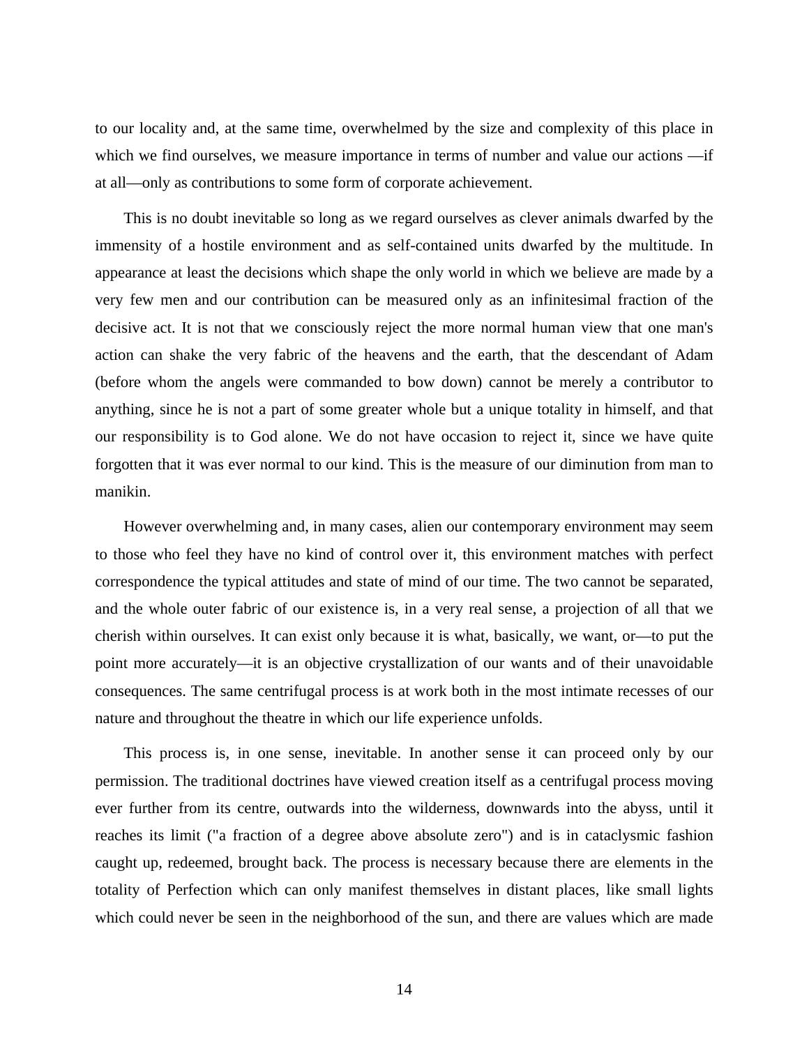to our locality and, at the same time, overwhelmed by the size and complexity of this place in which we find ourselves, we measure importance in terms of number and value our actions —if at all—only as contributions to some form of corporate achievement.

This is no doubt inevitable so long as we regard ourselves as clever animals dwarfed by the immensity of a hostile environment and as self-contained units dwarfed by the multitude. In appearance at least the decisions which shape the only world in which we believe are made by a very few men and our contribution can be measured only as an infinitesimal fraction of the decisive act. It is not that we consciously reject the more normal human view that one man's action can shake the very fabric of the heavens and the earth, that the descendant of Adam (before whom the angels were commanded to bow down) cannot be merely a contributor to anything, since he is not a part of some greater whole but a unique totality in himself, and that our responsibility is to God alone. We do not have occasion to reject it, since we have quite forgotten that it was ever normal to our kind. This is the measure of our diminution from man to manikin.

However overwhelming and, in many cases, alien our contemporary environment may seem to those who feel they have no kind of control over it, this environment matches with perfect correspondence the typical attitudes and state of mind of our time. The two cannot be separated, and the whole outer fabric of our existence is, in a very real sense, a projection of all that we cherish within ourselves. It can exist only because it is what, basically, we want, or—to put the point more accurately—it is an objective crystallization of our wants and of their unavoidable consequences. The same centrifugal process is at work both in the most intimate recesses of our nature and throughout the theatre in which our life experience unfolds.

This process is, in one sense, inevitable. In another sense it can proceed only by our permission. The traditional doctrines have viewed creation itself as a centrifugal process moving ever further from its centre, outwards into the wilderness, downwards into the abyss, until it reaches its limit ("a fraction of a degree above absolute zero") and is in cataclysmic fashion caught up, redeemed, brought back. The process is necessary because there are elements in the totality of Perfection which can only manifest themselves in distant places, like small lights which could never be seen in the neighborhood of the sun, and there are values which are made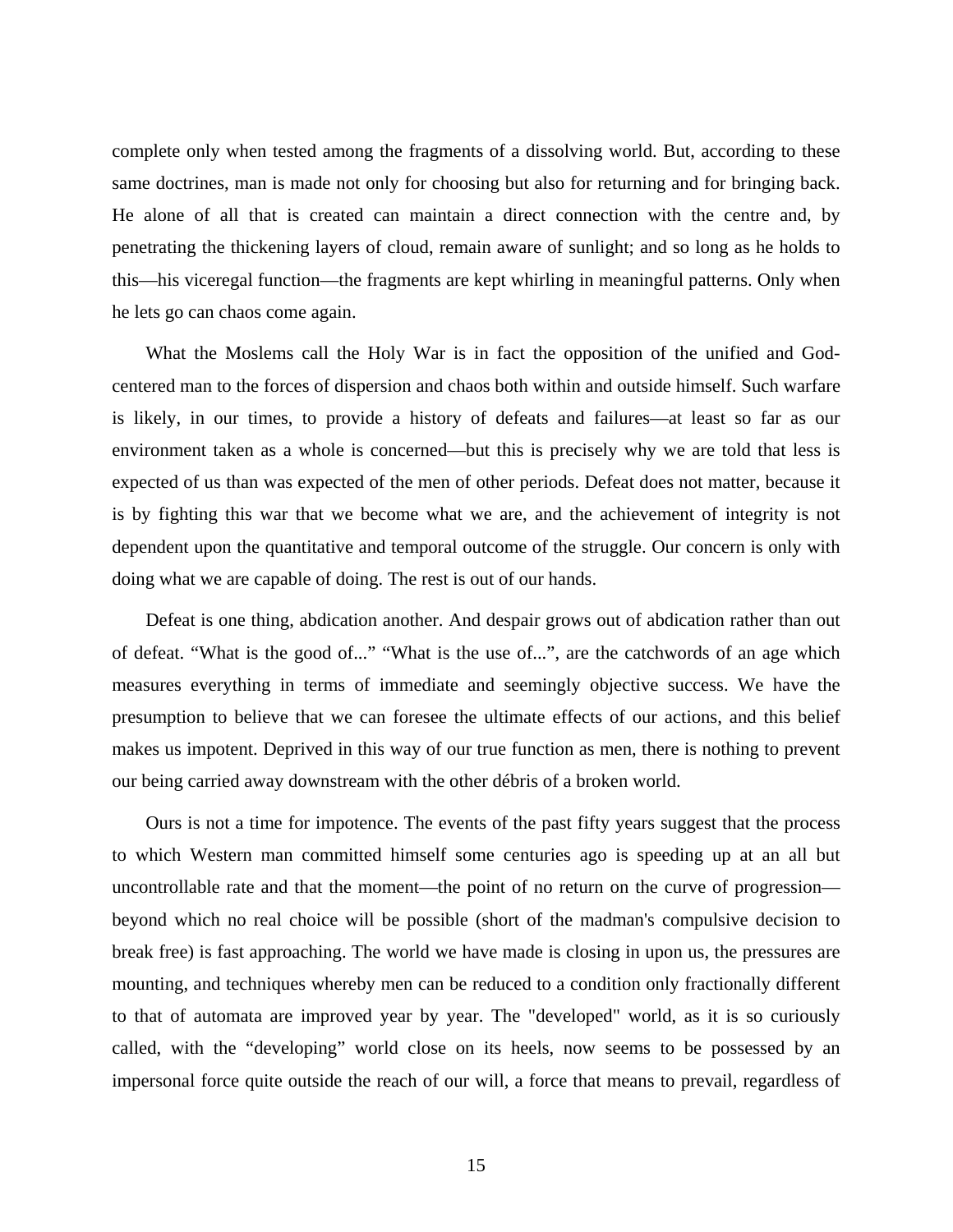complete only when tested among the fragments of a dissolving world. But, according to these same doctrines, man is made not only for choosing but also for returning and for bringing back. He alone of all that is created can maintain a direct connection with the centre and, by penetrating the thickening layers of cloud, remain aware of sunlight; and so long as he holds to this—his viceregal function—the fragments are kept whirling in meaningful patterns. Only when he lets go can chaos come again.

What the Moslems call the Holy War is in fact the opposition of the unified and God-centered man to the forces of dispersion and chaos both within and outside himself. Such warfare is likely, in our times, to provide a history of defeats and failures—at least so far as our environment taken as a whole is concerned—but this is precisely why we are told that less is expected of us than was expected of the men of other periods. Defeat does not matter, because it is by fighting this war that we become what we are, and the achievement of integrity is not dependent upon the quantitative and temporal outcome of the struggle. Our concern is only with doing what we are capable of doing. The rest is out of our hands.

Defeat is one thing, abdication another. And despair grows out of abdication rather than out of defeat. "What is the good of..." "What is the use of...", are the catchwords of an age which measures everything in terms of immediate and seemingly objective success. We have the presumption to believe that we can foresee the ultimate effects of our actions, and this belief makes us impotent. Deprived in this way of our true function as men, there is nothing to prevent our being carried away downstream with the other débris of a broken world.

Ours is not a time for impotence. The events of the past fifty years suggest that the process to which Western man committed himself some centuries ago is speeding up at an all but uncontrollable rate and that the moment—the point of no return on the curve of progression—beyond which no real choice will be possible (short of the madman's compulsive decision to break free) is fast approaching. The world we have made is closing in upon us, the pressures are mounting, and techniques whereby men can be reduced to a condition only fractionally different to that of automata are improved year by year. The "developed" world, as it is so curiously called, with the "developing" world close on its heels, now seems to be possessed by an impersonal force quite outside the reach of our will, a force that means to prevail, regardless of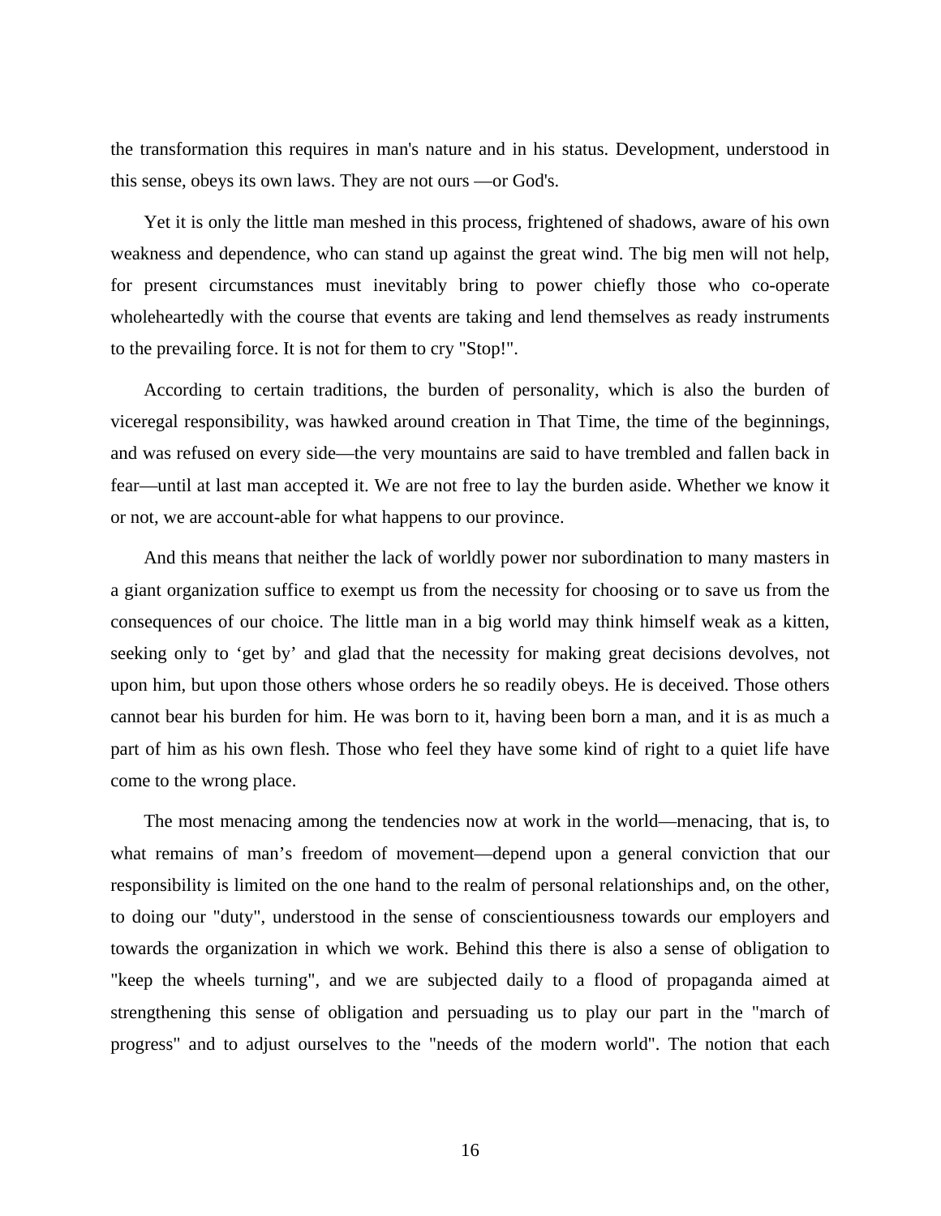the transformation this requires in man's nature and in his status. Development, understood in this sense, obeys its own laws. They are not ours —or God's.

Yet it is only the little man meshed in this process, frightened of shadows, aware of his own weakness and dependence, who can stand up against the great wind. The big men will not help, for present circumstances must inevitably bring to power chiefly those who co-operate wholeheartedly with the course that events are taking and lend themselves as ready instruments to the prevailing force. It is not for them to cry "Stop!".

According to certain traditions, the burden of personality, which is also the burden of viceregal responsibility, was hawked around creation in That Time, the time of the beginnings, and was refused on every side—the very mountains are said to have trembled and fallen back in fear—until at last man accepted it. We are not free to lay the burden aside. Whether we know it or not, we are account-able for what happens to our province.

And this means that neither the lack of worldly power nor subordination to many masters in a giant organization suffice to exempt us from the necessity for choosing or to save us from the consequences of our choice. The little man in a big world may think himself weak as a kitten, seeking only to 'get by' and glad that the necessity for making great decisions devolves, not upon him, but upon those others whose orders he so readily obeys. He is deceived. Those others cannot bear his burden for him. He was born to it, having been born a man, and it is as much a part of him as his own flesh. Those who feel they have some kind of right to a quiet life have come to the wrong place.

The most menacing among the tendencies now at work in the world—menacing, that is, to what remains of man's freedom of movement—depend upon a general conviction that our responsibility is limited on the one hand to the realm of personal relationships and, on the other, to doing our "duty", understood in the sense of conscientiousness towards our employers and towards the organization in which we work. Behind this there is also a sense of obligation to "keep the wheels turning", and we are subjected daily to a flood of propaganda aimed at strengthening this sense of obligation and persuading us to play our part in the "march of progress" and to adjust ourselves to the "needs of the modern world". The notion that each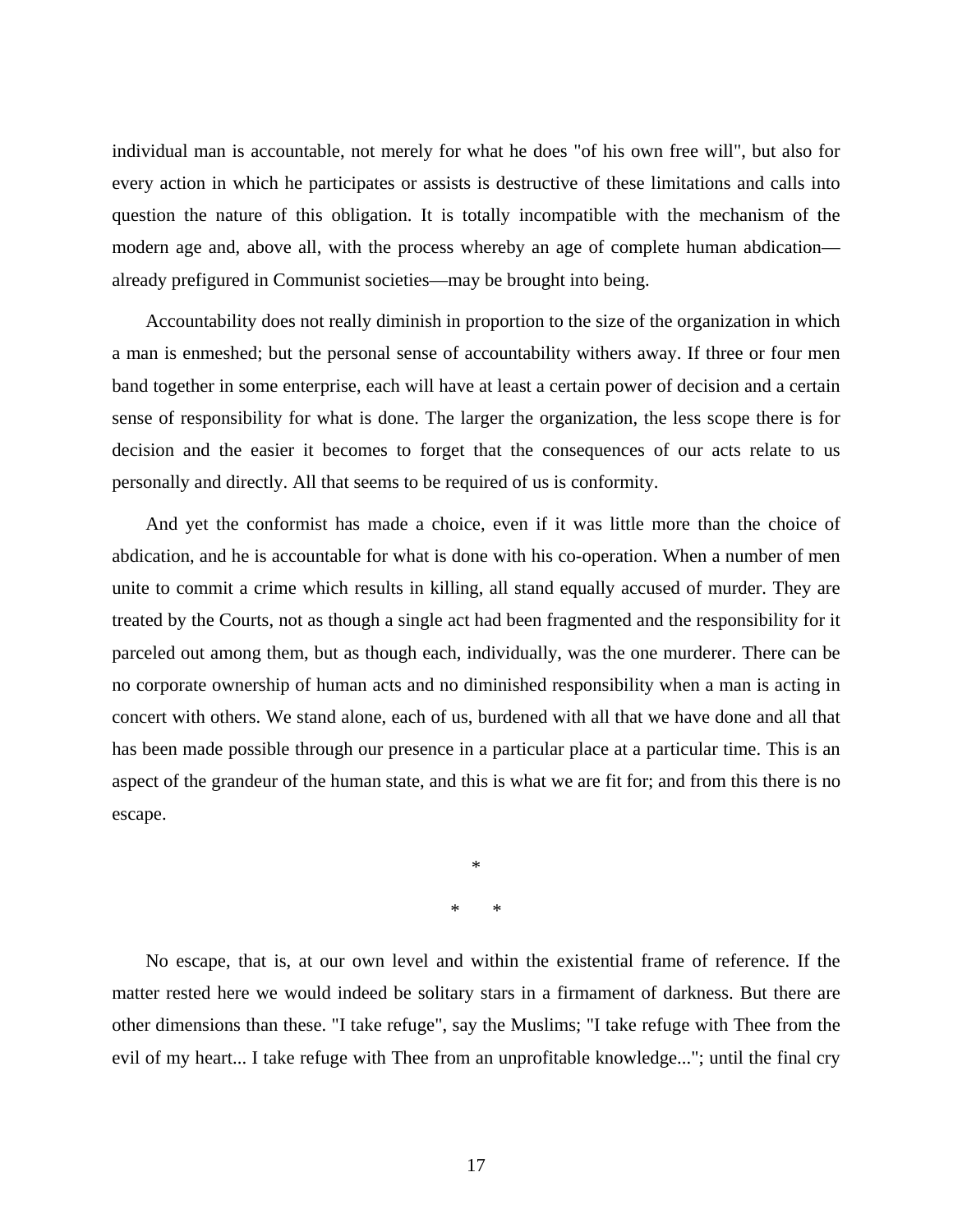individual man is accountable, not merely for what he does "of his own free will", but also for every action in which he participates or assists is destructive of these limitations and calls into question the nature of this obligation. It is totally incompatible with the mechanism of the modern age and, above all, with the process whereby an age of complete human abdication—already prefigured in Communist societies—may be brought into being.

Accountability does not really diminish in proportion to the size of the organization in which a man is enmeshed; but the personal sense of accountability withers away. If three or four men band together in some enterprise, each will have at least a certain power of decision and a certain sense of responsibility for what is done. The larger the organization, the less scope there is for decision and the easier it becomes to forget that the consequences of our acts relate to us personally and directly. All that seems to be required of us is conformity.

And yet the conformist has made a choice, even if it was little more than the choice of abdication, and he is accountable for what is done with his co-operation. When a number of men unite to commit a crime which results in killing, all stand equally accused of murder. They are treated by the Courts, not as though a single act had been fragmented and the responsibility for it parceled out among them, but as though each, individually, was the one murderer. There can be no corporate ownership of human acts and no diminished responsibility when a man is acting in concert with others. We stand alone, each of us, burdened with all that we have done and all that has been made possible through our presence in a particular place at a particular time. This is an aspect of the grandeur of the human state, and this is what we are fit for; and from this there is no escape.

*

\*     *

No escape, that is, at our own level and within the existential frame of reference. If the matter rested here we would indeed be solitary stars in a firmament of darkness. But there are other dimensions than these. "I take refuge", say the Muslims; "I take refuge with Thee from the evil of my heart... I take refuge with Thee from an unprofitable knowledge..."; until the final cry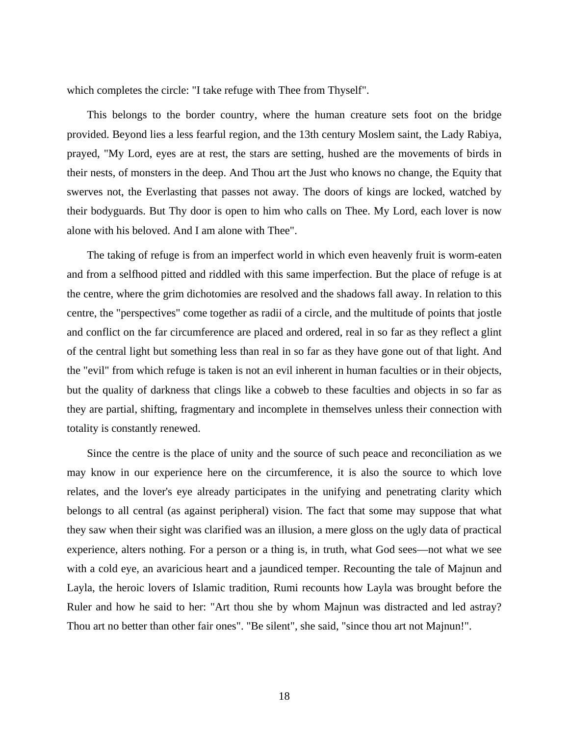which completes the circle: "I take refuge with Thee from Thyself".

This belongs to the border country, where the human creature sets foot on the bridge provided. Beyond lies a less fearful region, and the 13th century Moslem saint, the Lady Rabiya, prayed, "My Lord, eyes are at rest, the stars are setting, hushed are the movements of birds in their nests, of monsters in the deep. And Thou art the Just who knows no change, the Equity that swerves not, the Everlasting that passes not away. The doors of kings are locked, watched by their bodyguards. But Thy door is open to him who calls on Thee. My Lord, each lover is now alone with his beloved. And I am alone with Thee".

The taking of refuge is from an imperfect world in which even heavenly fruit is worm-eaten and from a selfhood pitted and riddled with this same imperfection. But the place of refuge is at the centre, where the grim dichotomies are resolved and the shadows fall away. In relation to this centre, the "perspectives" come together as radii of a circle, and the multitude of points that jostle and conflict on the far circumference are placed and ordered, real in so far as they reflect a glint of the central light but something less than real in so far as they have gone out of that light. And the "evil" from which refuge is taken is not an evil inherent in human faculties or in their objects, but the quality of darkness that clings like a cobweb to these faculties and objects in so far as they are partial, shifting, fragmentary and incomplete in themselves unless their connection with totality is constantly renewed.

Since the centre is the place of unity and the source of such peace and reconciliation as we may know in our experience here on the circumference, it is also the source to which love relates, and the lover's eye already participates in the unifying and penetrating clarity which belongs to all central (as against peripheral) vision. The fact that some may suppose that what they saw when their sight was clarified was an illusion, a mere gloss on the ugly data of practical experience, alters nothing. For a person or a thing is, in truth, what God sees—not what we see with a cold eye, an avaricious heart and a jaundiced temper. Recounting the tale of Majnun and Layla, the heroic lovers of Islamic tradition, Rumi recounts how Layla was brought before the Ruler and how he said to her: "Art thou she by whom Majnun was distracted and led astray? Thou art no better than other fair ones". "Be silent", she said, "since thou art not Majnun!".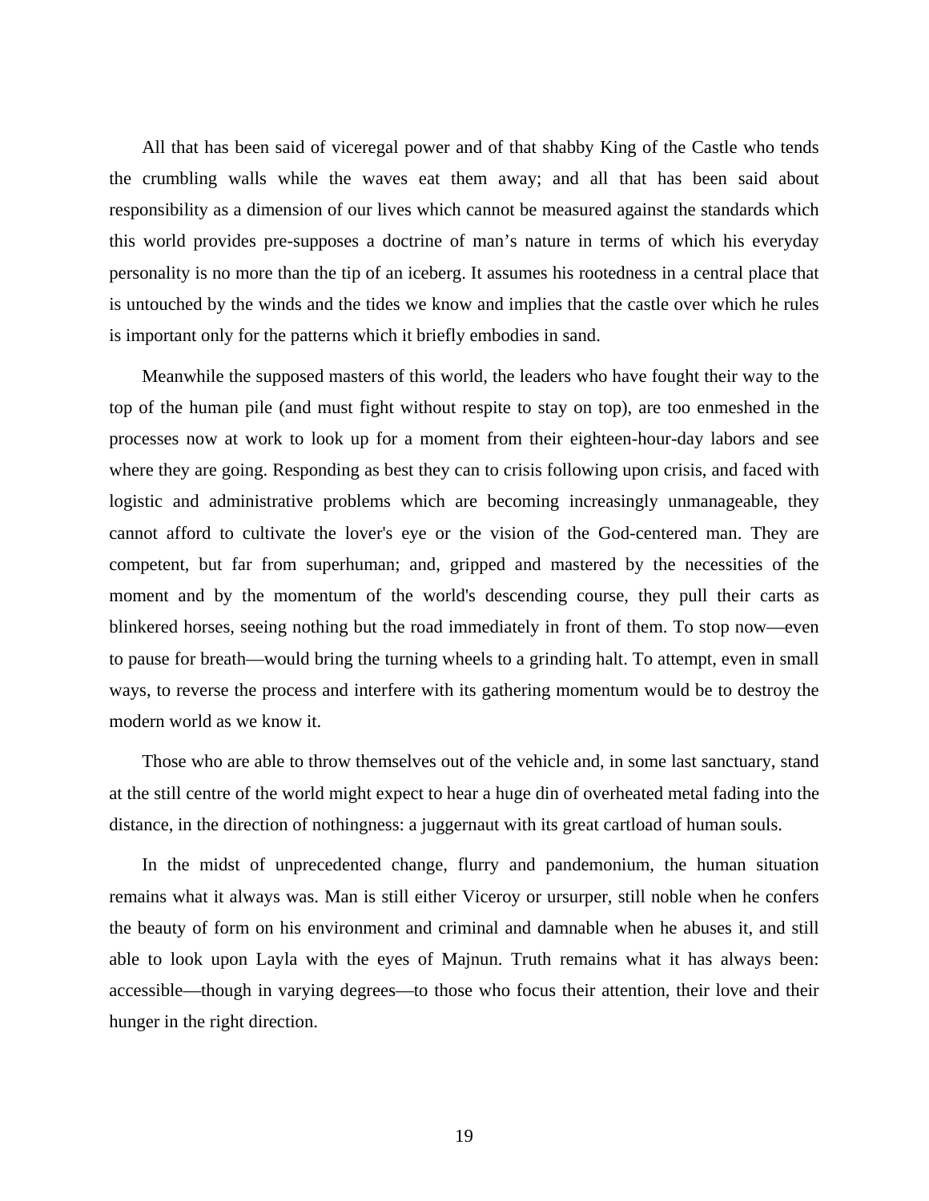All that has been said of viceregal power and of that shabby King of the Castle who tends the crumbling walls while the waves eat them away; and all that has been said about responsibility as a dimension of our lives which cannot be measured against the standards which this world provides pre-supposes a doctrine of man's nature in terms of which his everyday personality is no more than the tip of an iceberg. It assumes his rootedness in a central place that is untouched by the winds and the tides we know and implies that the castle over which he rules is important only for the patterns which it briefly embodies in sand.

Meanwhile the supposed masters of this world, the leaders who have fought their way to the top of the human pile (and must fight without respite to stay on top), are too enmeshed in the processes now at work to look up for a moment from their eighteen-hour-day labors and see where they are going. Responding as best they can to crisis following upon crisis, and faced with logistic and administrative problems which are becoming increasingly unmanageable, they cannot afford to cultivate the lover's eye or the vision of the God-centered man. They are competent, but far from superhuman; and, gripped and mastered by the necessities of the moment and by the momentum of the world's descending course, they pull their carts as blinkered horses, seeing nothing but the road immediately in front of them. To stop now—even to pause for breath—would bring the turning wheels to a grinding halt. To attempt, even in small ways, to reverse the process and interfere with its gathering momentum would be to destroy the modern world as we know it.

Those who are able to throw themselves out of the vehicle and, in some last sanctuary, stand at the still centre of the world might expect to hear a huge din of overheated metal fading into the distance, in the direction of nothingness: a juggernaut with its great cartload of human souls.

In the midst of unprecedented change, flurry and pandemonium, the human situation remains what it always was. Man is still either Viceroy or ursurper, still noble when he confers the beauty of form on his environment and criminal and damnable when he abuses it, and still able to look upon Layla with the eyes of Majnun. Truth remains what it has always been: accessible—though in varying degrees—to those who focus their attention, their love and their hunger in the right direction.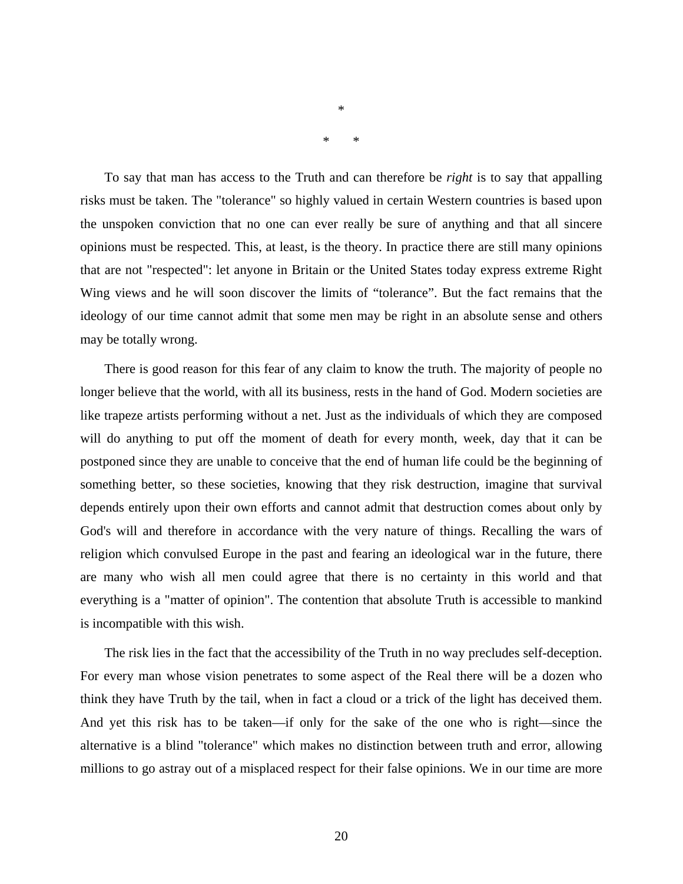*

\*     *

To say that man has access to the Truth and can therefore be *right* is to say that appalling risks must be taken. The "tolerance" so highly valued in certain Western countries is based upon the unspoken conviction that no one can ever really be sure of anything and that all sincere opinions must be respected. This, at least, is the theory. In practice there are still many opinions that are not "respected": let anyone in Britain or the United States today express extreme Right Wing views and he will soon discover the limits of “tolerance”. But the fact remains that the ideology of our time cannot admit that some men may be right in an absolute sense and others may be totally wrong.

There is good reason for this fear of any claim to know the truth. The majority of people no longer believe that the world, with all its business, rests in the hand of God. Modern societies are like trapeze artists performing without a net. Just as the individuals of which they are composed will do anything to put off the moment of death for every month, week, day that it can be postponed since they are unable to conceive that the end of human life could be the beginning of something better, so these societies, knowing that they risk destruction, imagine that survival depends entirely upon their own efforts and cannot admit that destruction comes about only by God's will and therefore in accordance with the very nature of things. Recalling the wars of religion which convulsed Europe in the past and fearing an ideological war in the future, there are many who wish all men could agree that there is no certainty in this world and that everything is a "matter of opinion". The contention that absolute Truth is accessible to mankind is incompatible with this wish.

The risk lies in the fact that the accessibility of the Truth in no way precludes self-deception. For every man whose vision penetrates to some aspect of the Real there will be a dozen who think they have Truth by the tail, when in fact a cloud or a trick of the light has deceived them. And yet this risk has to be taken—if only for the sake of the one who is right—since the alternative is a blind "tolerance" which makes no distinction between truth and error, allowing millions to go astray out of a misplaced respect for their false opinions. We in our time are more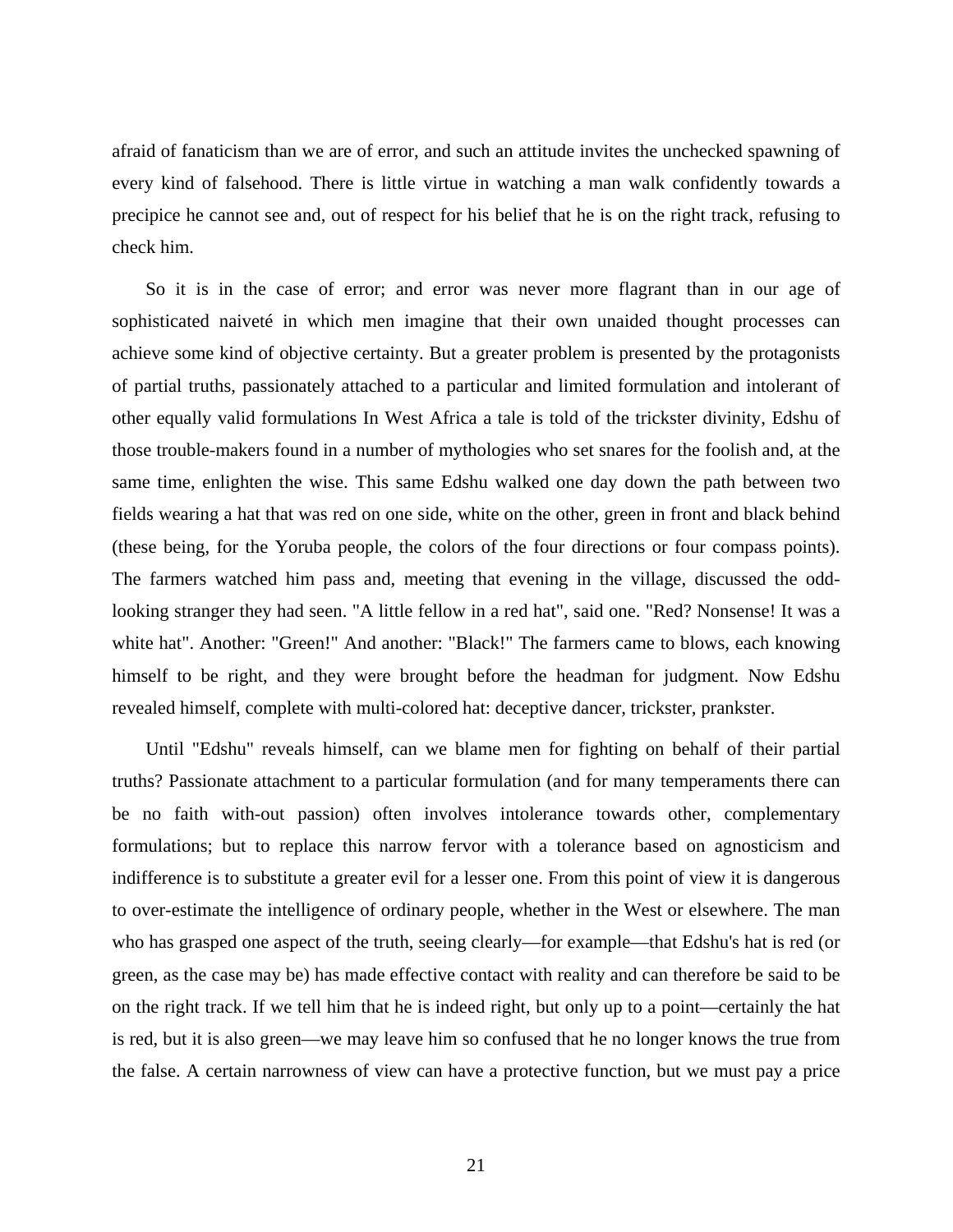afraid of fanaticism than we are of error, and such an attitude invites the unchecked spawning of every kind of falsehood. There is little virtue in watching a man walk confidently towards a precipice he cannot see and, out of respect for his belief that he is on the right track, refusing to check him.

So it is in the case of error; and error was never more flagrant than in our age of sophisticated naiveté in which men imagine that their own unaided thought processes can achieve some kind of objective certainty. But a greater problem is presented by the protagonists of partial truths, passionately attached to a particular and limited formulation and intolerant of other equally valid formulations In West Africa a tale is told of the trickster divinity, Edshu of those trouble-makers found in a number of mythologies who set snares for the foolish and, at the same time, enlighten the wise. This same Edshu walked one day down the path between two fields wearing a hat that was red on one side, white on the other, green in front and black behind (these being, for the Yoruba people, the colors of the four directions or four compass points). The farmers watched him pass and, meeting that evening in the village, discussed the odd-looking stranger they had seen. "A little fellow in a red hat", said one. "Red? Nonsense! It was a white hat". Another: "Green!" And another: "Black!" The farmers came to blows, each knowing himself to be right, and they were brought before the headman for judgment. Now Edshu revealed himself, complete with multi-colored hat: deceptive dancer, trickster, prankster.

Until "Edshu" reveals himself, can we blame men for fighting on behalf of their partial truths? Passionate attachment to a particular formulation (and for many temperaments there can be no faith with-out passion) often involves intolerance towards other, complementary formulations; but to replace this narrow fervor with a tolerance based on agnosticism and indifference is to substitute a greater evil for a lesser one. From this point of view it is dangerous to over-estimate the intelligence of ordinary people, whether in the West or elsewhere. The man who has grasped one aspect of the truth, seeing clearly—for example—that Edshu's hat is red (or green, as the case may be) has made effective contact with reality and can therefore be said to be on the right track. If we tell him that he is indeed right, but only up to a point—certainly the hat is red, but it is also green—we may leave him so confused that he no longer knows the true from the false. A certain narrowness of view can have a protective function, but we must pay a price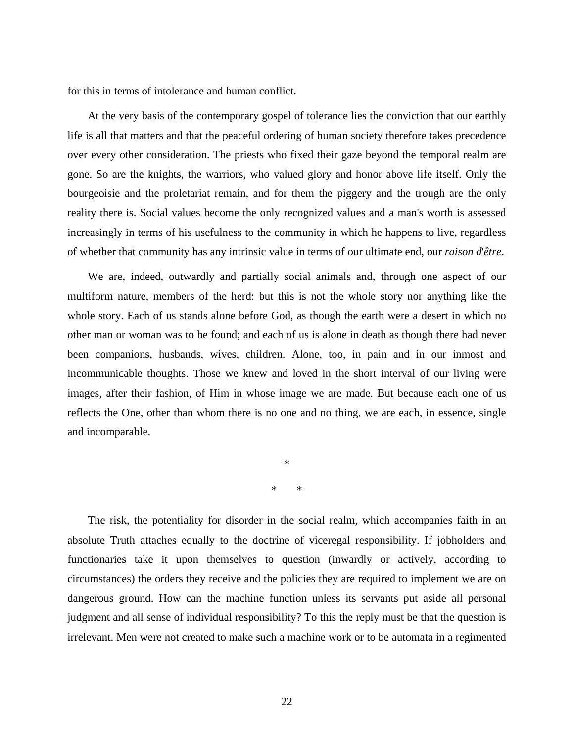for this in terms of intolerance and human conflict.

At the very basis of the contemporary gospel of tolerance lies the conviction that our earthly life is all that matters and that the peaceful ordering of human society therefore takes precedence over every other consideration. The priests who fixed their gaze beyond the temporal realm are gone. So are the knights, the warriors, who valued glory and honor above life itself. Only the bourgeoisie and the proletariat remain, and for them the piggery and the trough are the only reality there is. Social values become the only recognized values and a man's worth is assessed increasingly in terms of his usefulness to the community in which he happens to live, regardless of whether that community has any intrinsic value in terms of our ultimate end, our *raison d'être*.

We are, indeed, outwardly and partially social animals and, through one aspect of our multiform nature, members of the herd: but this is not the whole story nor anything like the whole story. Each of us stands alone before God, as though the earth were a desert in which no other man or woman was to be found; and each of us is alone in death as though there had never been companions, husbands, wives, children. Alone, too, in pain and in our inmost and incommunicable thoughts. Those we knew and loved in the short interval of our living were images, after their fashion, of Him in whose image we are made. But because each one of us reflects the One, other than whom there is no one and no thing, we are each, in essence, single and incomparable.

*

\*     *

The risk, the potentiality for disorder in the social realm, which accompanies faith in an absolute Truth attaches equally to the doctrine of viceregal responsibility. If jobholders and functionaries take it upon themselves to question (inwardly or actively, according to circumstances) the orders they receive and the policies they are required to implement we are on dangerous ground. How can the machine function unless its servants put aside all personal judgment and all sense of individual responsibility? To this the reply must be that the question is irrelevant. Men were not created to make such a machine work or to be automata in a regimented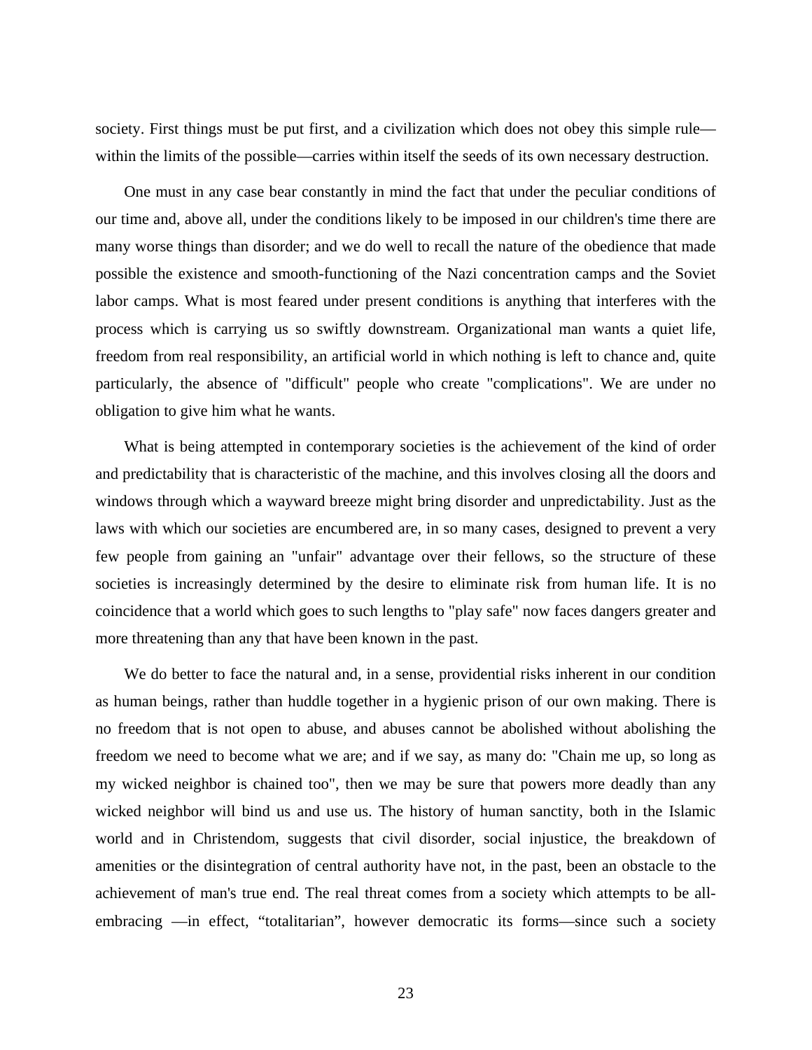society. First things must be put first, and a civilization which does not obey this simple rule—within the limits of the possible—carries within itself the seeds of its own necessary destruction.

One must in any case bear constantly in mind the fact that under the peculiar conditions of our time and, above all, under the conditions likely to be imposed in our children's time there are many worse things than disorder; and we do well to recall the nature of the obedience that made possible the existence and smooth-functioning of the Nazi concentration camps and the Soviet labor camps. What is most feared under present conditions is anything that interferes with the process which is carrying us so swiftly downstream. Organizational man wants a quiet life, freedom from real responsibility, an artificial world in which nothing is left to chance and, quite particularly, the absence of "difficult" people who create "complications". We are under no obligation to give him what he wants.

What is being attempted in contemporary societies is the achievement of the kind of order and predictability that is characteristic of the machine, and this involves closing all the doors and windows through which a wayward breeze might bring disorder and unpredictability. Just as the laws with which our societies are encumbered are, in so many cases, designed to prevent a very few people from gaining an "unfair" advantage over their fellows, so the structure of these societies is increasingly determined by the desire to eliminate risk from human life. It is no coincidence that a world which goes to such lengths to "play safe" now faces dangers greater and more threatening than any that have been known in the past.

We do better to face the natural and, in a sense, providential risks inherent in our condition as human beings, rather than huddle together in a hygienic prison of our own making. There is no freedom that is not open to abuse, and abuses cannot be abolished without abolishing the freedom we need to become what we are; and if we say, as many do: "Chain me up, so long as my wicked neighbor is chained too", then we may be sure that powers more deadly than any wicked neighbor will bind us and use us. The history of human sanctity, both in the Islamic world and in Christendom, suggests that civil disorder, social injustice, the breakdown of amenities or the disintegration of central authority have not, in the past, been an obstacle to the achievement of man's true end. The real threat comes from a society which attempts to be all-embracing —in effect, "totalitarian", however democratic its forms—since such a society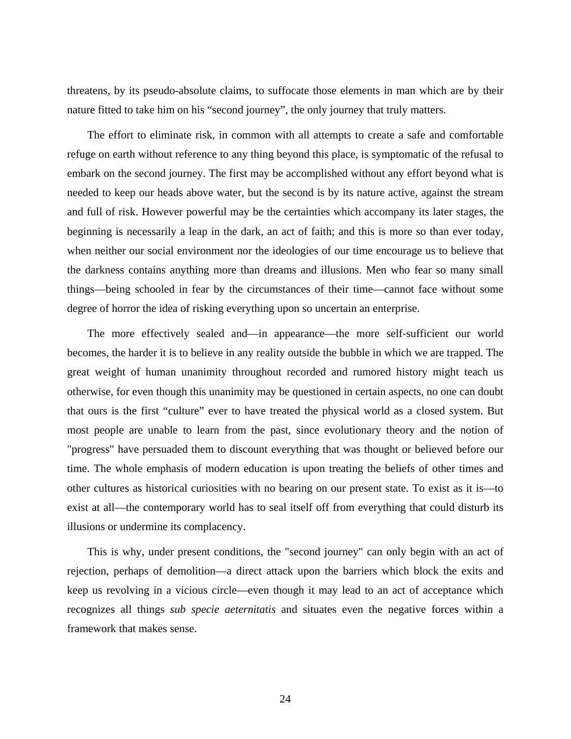threatens, by its pseudo-absolute claims, to suffocate those elements in man which are by their nature fitted to take him on his “second journey”, the only journey that truly matters.

The effort to eliminate risk, in common with all attempts to create a safe and comfortable refuge on earth without reference to any thing beyond this place, is symptomatic of the refusal to embark on the second journey. The first may be accomplished without any effort beyond what is needed to keep our heads above water, but the second is by its nature active, against the stream and full of risk. However powerful may be the certainties which accompany its later stages, the beginning is necessarily a leap in the dark, an act of faith; and this is more so than ever today, when neither our social environment nor the ideologies of our time encourage us to believe that the darkness contains anything more than dreams and illusions. Men who fear so many small things—being schooled in fear by the circumstances of their time—cannot face without some degree of horror the idea of risking everything upon so uncertain an enterprise.

The more effectively sealed and—in appearance—the more self-sufficient our world becomes, the harder it is to believe in any reality outside the bubble in which we are trapped. The great weight of human unanimity throughout recorded and rumored history might teach us otherwise, for even though this unanimity may be questioned in certain aspects, no one can doubt that ours is the first “culture” ever to have treated the physical world as a closed system. But most people are unable to learn from the past, since evolutionary theory and the notion of "progress" have persuaded them to discount everything that was thought or believed before our time. The whole emphasis of modern education is upon treating the beliefs of other times and other cultures as historical curiosities with no bearing on our present state. To exist as it is—to exist at all—the contemporary world has to seal itself off from everything that could disturb its illusions or undermine its complacency.

This is why, under present conditions, the "second journey" can only begin with an act of rejection, perhaps of demolition—a direct attack upon the barriers which block the exits and keep us revolving in a vicious circle—even though it may lead to an act of acceptance which recognizes all things *sub specie aeternitatis* and situates even the negative forces within a framework that makes sense.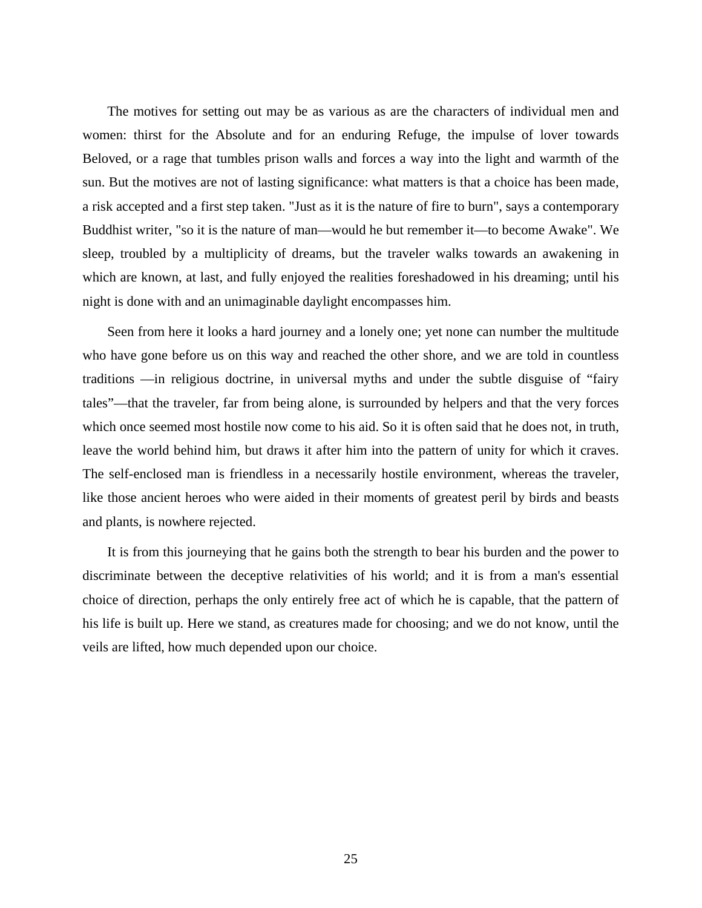The motives for setting out may be as various as are the characters of individual men and women: thirst for the Absolute and for an enduring Refuge, the impulse of lover towards Beloved, or a rage that tumbles prison walls and forces a way into the light and warmth of the sun. But the motives are not of lasting significance: what matters is that a choice has been made, a risk accepted and a first step taken. "Just as it is the nature of fire to burn", says a contemporary Buddhist writer, "so it is the nature of man—would he but remember it—to become Awake". We sleep, troubled by a multiplicity of dreams, but the traveler walks towards an awakening in which are known, at last, and fully enjoyed the realities foreshadowed in his dreaming; until his night is done with and an unimaginable daylight encompasses him.

Seen from here it looks a hard journey and a lonely one; yet none can number the multitude who have gone before us on this way and reached the other shore, and we are told in countless traditions —in religious doctrine, in universal myths and under the subtle disguise of "fairy tales"—that the traveler, far from being alone, is surrounded by helpers and that the very forces which once seemed most hostile now come to his aid. So it is often said that he does not, in truth, leave the world behind him, but draws it after him into the pattern of unity for which it craves. The self-enclosed man is friendless in a necessarily hostile environment, whereas the traveler, like those ancient heroes who were aided in their moments of greatest peril by birds and beasts and plants, is nowhere rejected.

It is from this journeying that he gains both the strength to bear his burden and the power to discriminate between the deceptive relativities of his world; and it is from a man's essential choice of direction, perhaps the only entirely free act of which he is capable, that the pattern of his life is built up. Here we stand, as creatures made for choosing; and we do not know, until the veils are lifted, how much depended upon our choice.